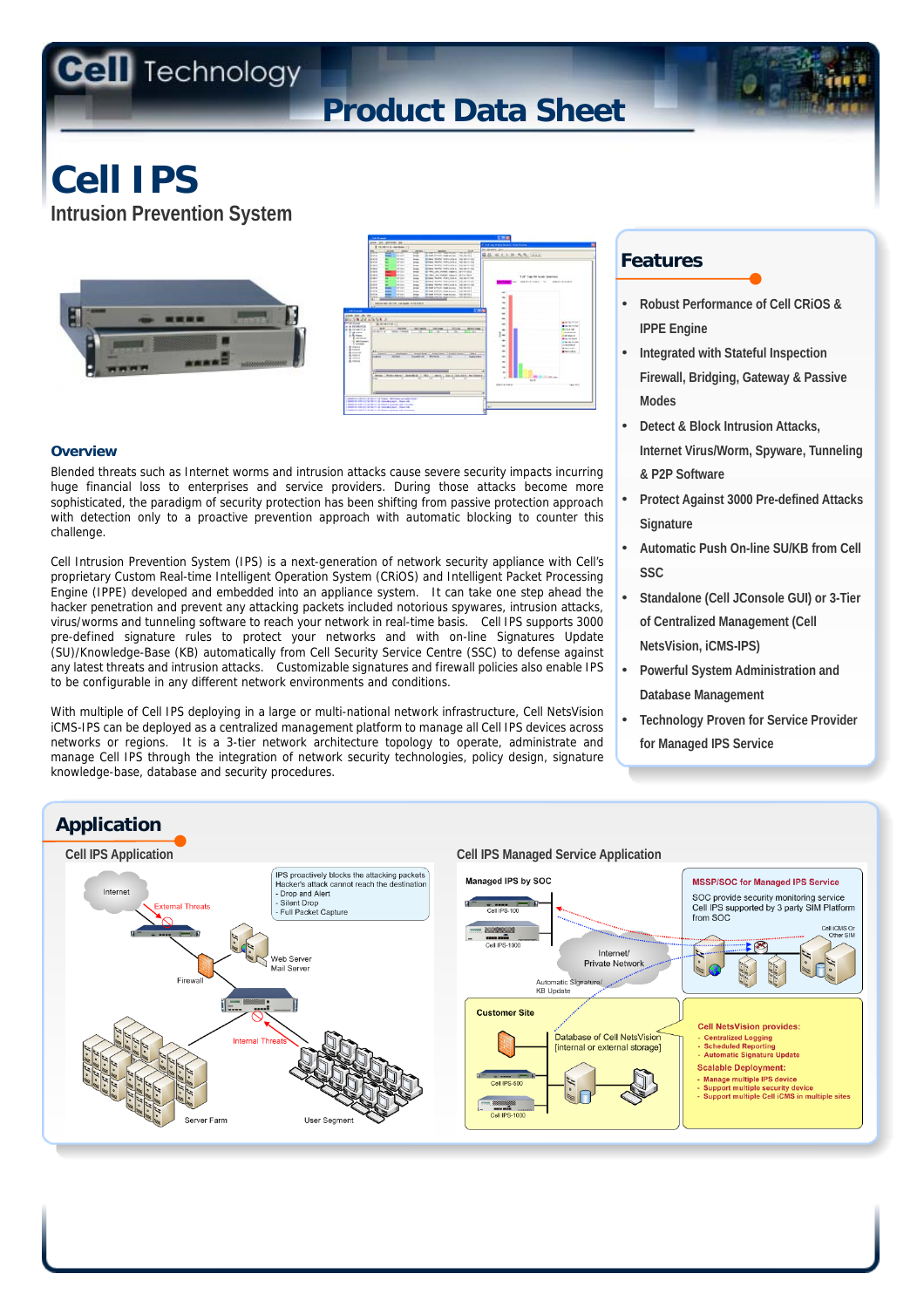# Cell IPS

## Intrusion Prevention System

### Overview

Blended threats such as Internet worms and intrusion attacks cause severe security impacts incurring huge financial loss to enterprises and service providers. During those attacks become more sophisticated, the paradigm of security protection has been shifting from passive protection approach with detection only to a proactive prevention approach with automatic blocking to counter this challenge.

Cell Intrusion Prevention System (IPS) is a next-generation of network security appliance with Cell's proprietary Custom Real-time Intelligent Operation System (CRiOS) and Intelligent Packet Processing Engine (IPPE) developed and embedded into an appliance system. It can take one step ahead the hacker penetration and prevent any attacking packets included notorious spywares, intrusion attacks, virus/worms and tunneling software to reach your network in real-time basis. Cell IPS supports 3000 pre-defined signature rules to protect your networks and with on-line Signatures Update (SU)/Knowledge-Base (KB) automatically from Cell Security Service Centre (SSC) to defense against any latest threats and intrusion attacks. Customizable signatures and firewall policies also enable IPS to be configurable in any different network environments and conditions.

With multiple of Cell IPS deploying in a large or multi-national network infrastructure, Cell NetsVision iCMS-IPS can be deployed as a centralized management platform to manage all Cell IPS devices across networks or regions. It is a 3-tier network architecture topology to operate, administrate and manage Cell IPS through the integration of network security technologies, policy design, signature knowledge-base, database and security procedures.

## Features

- Robust Performance of Cell CRiOS & IPPE Engine
- Integrated with Stateful Inspection Firewall, Bridging, Gateway & Passive Modes
- Detect & Block Intrusion Attacks, Internet Virus/Worm, Spyware, Tunneling & P2P Software
- Protect Against 3000 Pre-defined Attacks Signature
- Automatic Push On-line SU/KB from Cell SSC
- Standalone (Cell JConsole GUI) or 3-Tier of Centralized Management (Cell NetsVision, iCMS-IPS)
- Powerful System Administration and Database Management
- Technology Proven for Service Provider for Managed IPS Service

## Application

### Cell IPS Application

Internet

External Threats

IPS proactively blocks the attacking packets
Hacker's attack cannot reach the destination
- Drop and Alert
- Silent Drop
- Full Packet Capture

Web Server
Mail Server

Firewall

Internal Threats

Server Farm

User Segment

### Cell IPS Managed Service Application

Managed IPS by SOC

Cell IPS-100

Cell IPS-1000

Internet/
Private Network

Automatic Signature/
KB Update

MSSP/SOC for Managed IPS Service

SOC provide security monitoring service
Cell IPS supported by 3 party SIM Platform from SOC

Cell iCMS Or Other SIM

Customer Site

Database of Cell NetsVision
[internal or external storage]

Cell IPS-500

Cell IPS-1000

Cell NetsVision provides:
- Centralized Logging
- Scheduled Reporting
- Automatic Signature Update

Scalable Deployment:
- Manage multiple IPS device
- Support multiple security device
- Support multiple Cell iCMS in multiple sites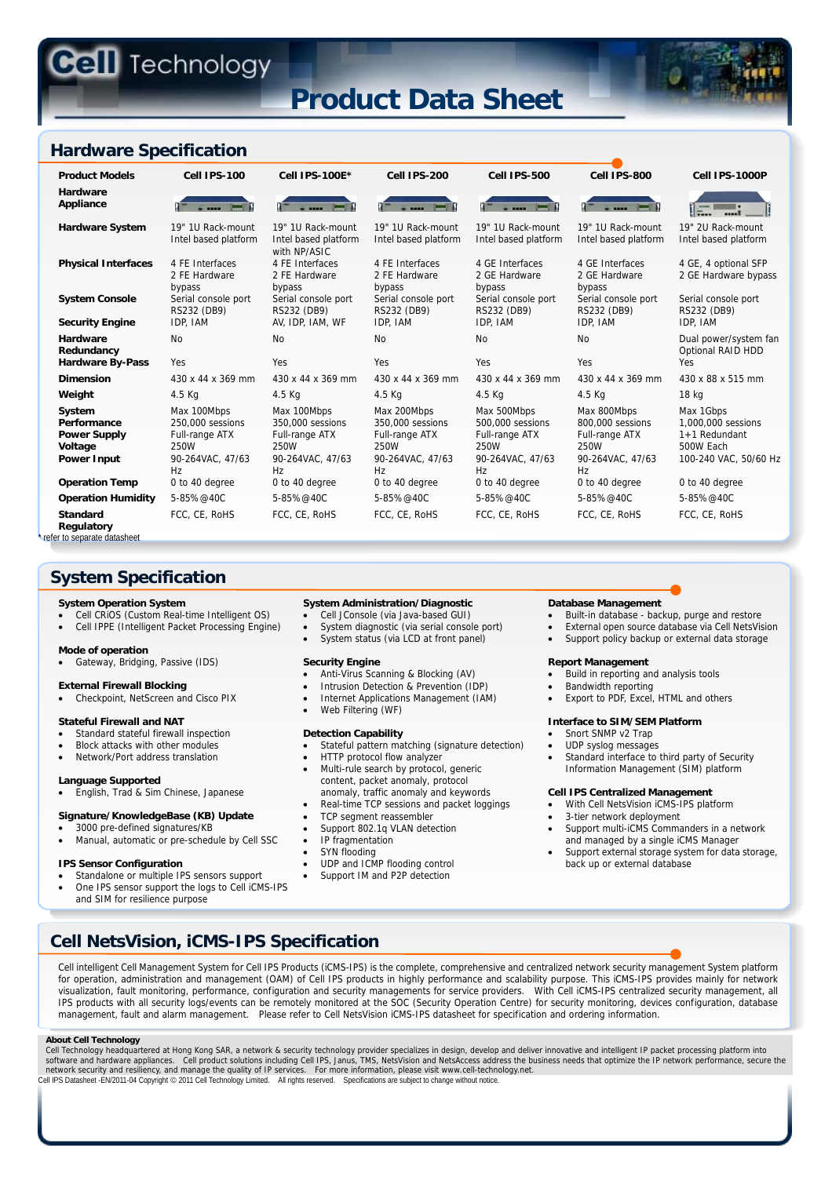# Cell Technology

# Product Data Sheet

## Hardware Specification

| Product Models | Cell IPS-100 | Cell IPS-100E* | Cell IPS-200 | Cell IPS-500 | Cell IPS-800 | Cell IPS-1000P |
|---|---|---|---|---|---|---|
| Hardware Appliance | | | | | | |
| Hardware System | 19" 1U Rack-mount Intel based platform | 19" 1U Rack-mount Intel based platform with NP/ASIC | 19" 1U Rack-mount Intel based platform | 19" 1U Rack-mount Intel based platform | 19" 1U Rack-mount Intel based platform | 19" 2U Rack-mount Intel based platform |
| Physical Interfaces | 4 FE Interfaces 2 FE Hardware bypass | 4 FE Interfaces 2 FE Hardware bypass | 4 FE Interfaces 2 FE Hardware bypass | 4 GE Interfaces 2 GE Hardware bypass | 4 GE Interfaces 2 GE Hardware bypass | 4 GE, 4 optional SFP 2 GE Hardware bypass |
| System Console | Serial console port RS232 (DB9) | Serial console port RS232 (DB9) | Serial console port RS232 (DB9) | Serial console port RS232 (DB9) | Serial console port RS232 (DB9) | Serial console port RS232 (DB9) |
| Security Engine | IDP, IAM | AV, IDP, IAM, WF | IDP, IAM | IDP, IAM | IDP, IAM | IDP, IAM |
| Hardware Redundancy | No | No | No | No | No | Dual power/system fan Optional RAID HDD |
| Hardware By-Pass | Yes | Yes | Yes | Yes | Yes | Yes |
| Dimension | 430 x 44 x 369 mm | 430 x 44 x 369 mm | 430 x 44 x 369 mm | 430 x 44 x 369 mm | 430 x 44 x 369 mm | 430 x 88 x 515 mm |
| Weight | 4.5 Kg | 4.5 Kg | 4.5 Kg | 4.5 Kg | 4.5 Kg | 18 kg |
| System Performance | Max 100Mbps 250,000 sessions | Max 100Mbps 350,000 sessions | Max 200Mbps 350,000 sessions | Max 500Mbps 500,000 sessions | Max 800Mbps 800,000 sessions | Max 1Gbps 1,000,000 sessions |
| Power Supply | Full-range ATX | Full-range ATX | Full-range ATX | Full-range ATX | Full-range ATX | 1+1 Redundant |
| Voltage | 250W | 250W | 250W | 250W | 250W | 500W Each |
| Power Input | 90-264VAC, 47/63 Hz | 90-264VAC, 47/63 Hz | 90-264VAC, 47/63 Hz | 90-264VAC, 47/63 Hz | 90-264VAC, 47/63 Hz | 100-240 VAC, 50/60 Hz |
| Operation Temp | 0 to 40 degree | 0 to 40 degree | 0 to 40 degree | 0 to 40 degree | 0 to 40 degree | 0 to 40 degree |
| Operation Humidity | 5-85% @40C | 5-85% @40C | 5-85% @40C | 5-85% @40C | 5-85% @40C | 5-85% @40C |
| Standard Regulatory | FCC, CE, RoHS | FCC, CE, RoHS | FCC, CE, RoHS | FCC, CE, RoHS | FCC, CE, RoHS | FCC, CE, RoHS |

\* refer to separate datasheet

## System Specification

**System Operation System**
- Cell CRiOS (Custom Real-time Intelligent OS)
- Cell IPPE (Intelligent Packet Processing Engine)

**Mode of operation**
- Gateway, Bridging, Passive (IDS)

**External Firewall Blocking**
- Checkpoint, NetScreen and Cisco PIX

**Stateful Firewall and NAT**
- Standard stateful firewall inspection
- Block attacks with other modules
- Network/Port address translation

**Language Supported**
- English, Trad & Sim Chinese, Japanese

**Signature/KnowledgeBase (KB) Update**
- 3000 pre-defined signatures/KB
- Manual, automatic or pre-schedule by Cell SSC

**IPS Sensor Configuration**
- Standalone or multiple IPS sensors support
- One IPS sensor support the logs to Cell iCMS-IPS and SIM for resilience purpose

**System Administration/Diagnostic**
- Cell JConsole (via Java-based GUI)
- System diagnostic (via serial console port)
- System status (via LCD at front panel)

**Security Engine**
- Anti-Virus Scanning & Blocking (AV)
- Intrusion Detection & Prevention (IDP)
- Internet Applications Management (IAM)
- Web Filtering (WF)

**Detection Capability**
- Stateful pattern matching (signature detection)
- HTTP protocol flow analyzer
- Multi-rule search by protocol, generic content, packet anomaly, protocol anomaly, traffic anomaly and keywords
- Real-time TCP sessions and packet loggings
- TCP segment reassembler
- Support 802.1q VLAN detection
- IP fragmentation
- SYN flooding
- UDP and ICMP flooding control
- Support IM and P2P detection

**Database Management**
- Built-in database - backup, purge and restore
- External open source database via Cell NetsVision
- Support policy backup or external data storage

**Report Management**
- Build in reporting and analysis tools
- Bandwidth reporting
- Export to PDF, Excel, HTML and others

**Interface to SIM/SEM Platform**
- Snort SNMP v2 Trap
- UDP syslog messages
- Standard interface to third party of Security Information Management (SIM) platform

**Cell IPS Centralized Management**
- With Cell NetsVision iCMS-IPS platform
- 3-tier network deployment
- Support multi-iCMS Commanders in a network and managed by a single iCMS Manager
- Support external storage system for data storage, back up or external database

## Cell NetsVision, iCMS-IPS Specification

Cell intelligent Cell Management System for Cell IPS Products (iCMS-IPS) is the complete, comprehensive and centralized network security management System platform for operation, administration and management (OAM) of Cell IPS products in highly performance and scalability purpose. This iCMS-IPS provides mainly for network visualization, fault monitoring, performance, configuration and security managements for service providers. With Cell iCMS-IPS centralized security management, all IPS products with all security logs/events can be remotely monitored at the SOC (Security Operation Centre) for security monitoring, devices configuration, database management, fault and alarm management. Please refer to Cell NetsVision iCMS-IPS datasheet for specification and ordering information.

**About Cell Technology**
Cell Technology headquartered at Hong Kong SAR, a network & security technology provider specializes in design, develop and deliver innovative and intelligent IP packet processing platform into software and hardware appliances. Cell product solutions including Cell IPS, Janus, TMS, NetsVision and NetsAccess address the business needs that optimize the IP network performance, secure the network security and resiliency, and manage the quality of IP services. For more information, please visit www.cell-technology.net.

Cell IPS Datasheet -EN/2011-04 Copyright © 2011 Cell Technology Limited. All rights reserved. Specifications are subject to change without notice.